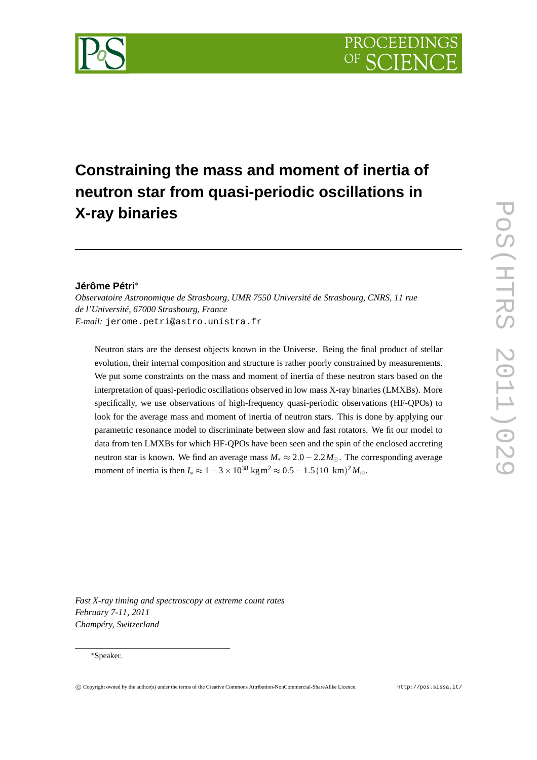# Constraining the mass and moment of inertia of neutron star from quasi-periodic oscillations in X-ray binaries

**Jérôme Pétri***

*Observatoire Astronomique de Strasbourg, UMR 7550 Université de Strasbourg, CNRS, 11 rue de l'Université, 67000 Strasbourg, France*
*E-mail:* `jerome.petri@astro.unistra.fr`

Neutron stars are the densest objects known in the Universe. Being the final product of stellar evolution, their internal composition and structure is rather poorly constrained by measurements. We put some constraints on the mass and moment of inertia of these neutron stars based on the interpretation of quasi-periodic oscillations observed in low mass X-ray binaries (LMXBs). More specifically, we use observations of high-frequency quasi-periodic observations (HF-QPOs) to look for the average mass and moment of inertia of neutron stars. This is done by applying our parametric resonance model to discriminate between slow and fast rotators. We fit our model to data from ten LMXBs for which HF-QPOs have been seen and the spin of the enclosed accreting neutron star is known. We find an average mass $M_* \approx 2.0 - 2.2 M_\odot$. The corresponding average moment of inertia is then $I_* \approx 1 - 3 \times 10^{38}$ kg m$^2 \approx 0.5 - 1.5\,(10$ km$)^2 M_\odot$.

*Fast X-ray timing and spectroscopy at extreme count rates*
*February 7-11, 2011*
*Champéry, Switzerland*

*Speaker.

© Copyright owned by the author(s) under the terms of the Creative Commons Attribution-NonCommercial-ShareAlike Licence. http://pos.sissa.it/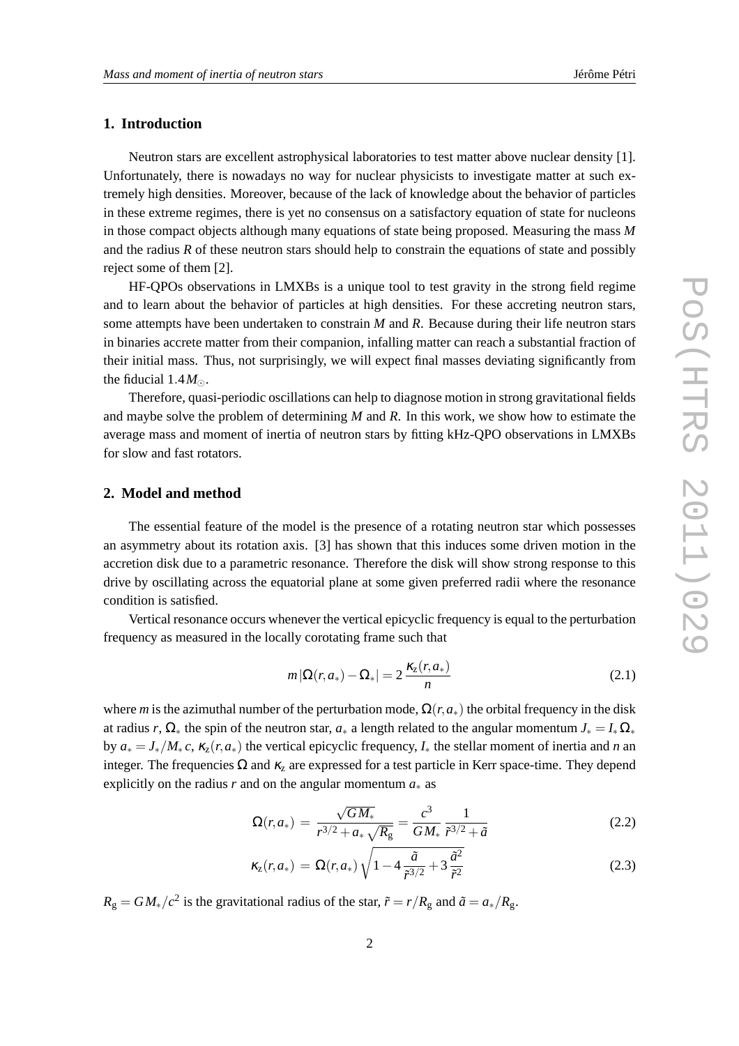## 1. Introduction

Neutron stars are excellent astrophysical laboratories to test matter above nuclear density [1]. Unfortunately, there is nowadays no way for nuclear physicists to investigate matter at such extremely high densities. Moreover, because of the lack of knowledge about the behavior of particles in these extreme regimes, there is yet no consensus on a satisfactory equation of state for nucleons in those compact objects although many equations of state being proposed. Measuring the mass $M$ and the radius $R$ of these neutron stars should help to constrain the equations of state and possibly reject some of them [2].

HF-QPOs observations in LMXBs is a unique tool to test gravity in the strong field regime and to learn about the behavior of particles at high densities. For these accreting neutron stars, some attempts have been undertaken to constrain $M$ and $R$. Because during their life neutron stars in binaries accrete matter from their companion, infalling matter can reach a substantial fraction of their initial mass. Thus, not surprisingly, we will expect final masses deviating significantly from the fiducial $1.4\,M_{\odot}$.

Therefore, quasi-periodic oscillations can help to diagnose motion in strong gravitational fields and maybe solve the problem of determining $M$ and $R$. In this work, we show how to estimate the average mass and moment of inertia of neutron stars by fitting kHz-QPO observations in LMXBs for slow and fast rotators.

## 2. Model and method

The essential feature of the model is the presence of a rotating neutron star which possesses an asymmetry about its rotation axis. [3] has shown that this induces some driven motion in the accretion disk due to a parametric resonance. Therefore the disk will show strong response to this drive by oscillating across the equatorial plane at some given preferred radii where the resonance condition is satisfied.

Vertical resonance occurs whenever the vertical epicyclic frequency is equal to the perturbation frequency as measured in the locally corotating frame such that

$$m\,|\Omega(r,a_*) - \Omega_*| = 2\,\frac{\kappa_z(r,a_*)}{n} \tag{2.1}$$

where $m$ is the azimuthal number of the perturbation mode, $\Omega(r,a_*)$ the orbital frequency in the disk at radius $r$, $\Omega_*$ the spin of the neutron star, $a_*$ a length related to the angular momentum $J_* = I_*\,\Omega_*$ by $a_* = J_*/M_*\,c$, $\kappa_z(r,a_*)$ the vertical epicyclic frequency, $I_*$ the stellar moment of inertia and $n$ an integer. The frequencies $\Omega$ and $\kappa_z$ are expressed for a test particle in Kerr space-time. They depend explicitly on the radius $r$ and on the angular momentum $a_*$ as

$$\Omega(r,a_*) \;=\; \frac{\sqrt{G M_*}}{r^{3/2} + a_*\,\sqrt{R_g}} = \frac{c^3}{G M_*}\,\frac{1}{\tilde{r}^{3/2} + \tilde{a}} \tag{2.2}$$

$$\kappa_z(r,a_*) \;=\; \Omega(r,a_*)\,\sqrt{1 - 4\,\frac{\tilde{a}}{\tilde{r}^{3/2}} + 3\,\frac{\tilde{a}^2}{\tilde{r}^2}} \tag{2.3}$$

$R_g = G M_*/c^2$ is the gravitational radius of the star, $\tilde{r} = r/R_g$ and $\tilde{a} = a_*/R_g$.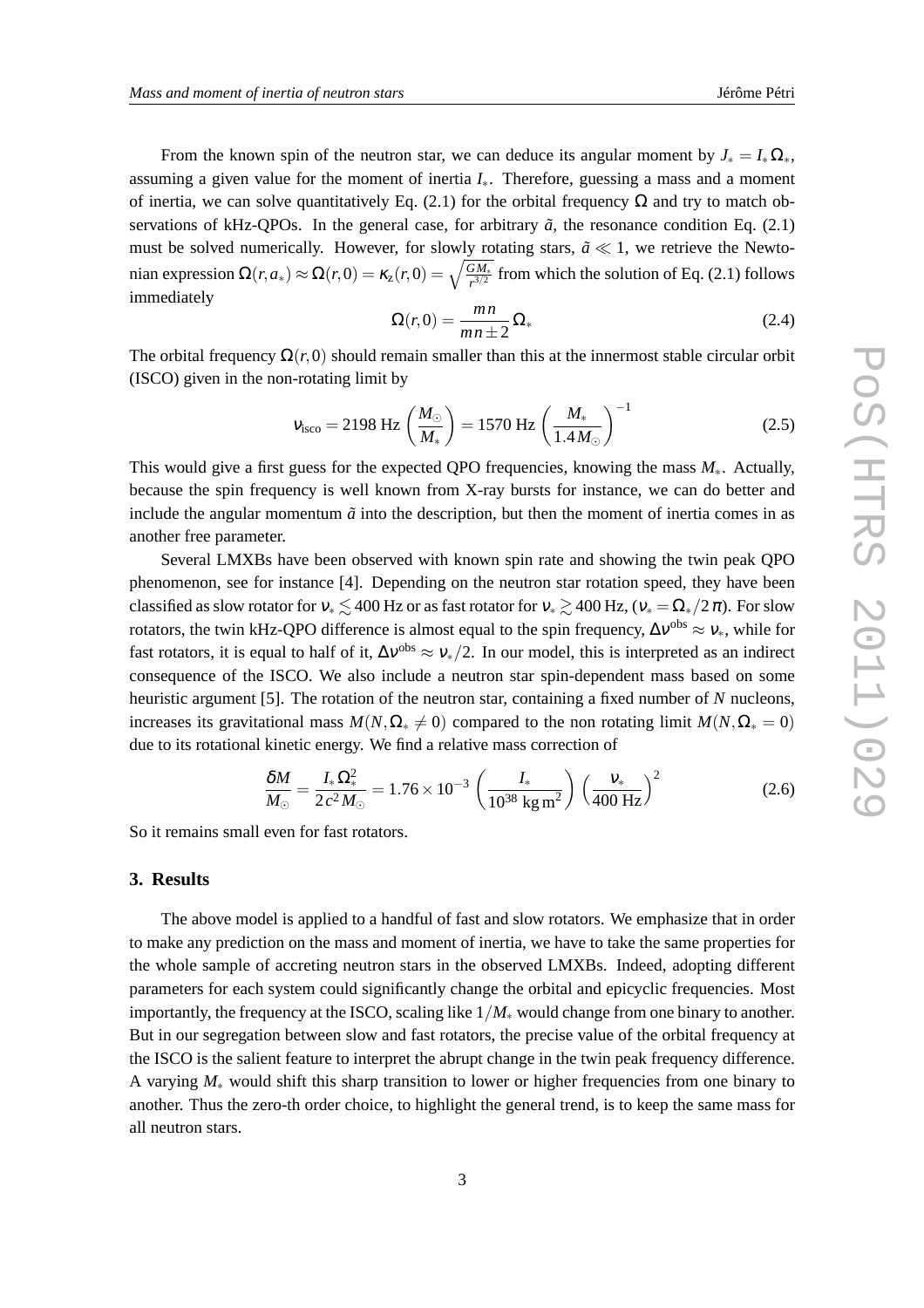From the known spin of the neutron star, we can deduce its angular moment by $J_* = I_* \Omega_*$, assuming a given value for the moment of inertia $I_*$. Therefore, guessing a mass and a moment of inertia, we can solve quantitatively Eq. (2.1) for the orbital frequency $\Omega$ and try to match observations of kHz-QPOs. In the general case, for arbitrary $\tilde{a}$, the resonance condition Eq. (2.1) must be solved numerically. However, for slowly rotating stars, $\tilde{a} \ll 1$, we retrieve the Newtonian expression $\Omega(r, a_*) \approx \Omega(r,0) = \kappa_z(r,0) = \sqrt{\frac{GM_*}{r^{3/2}}}$ from which the solution of Eq. (2.1) follows immediately

$$\Omega(r,0) = \frac{m\,n}{m\,n \pm 2}\,\Omega_* \tag{2.4}$$

The orbital frequency $\Omega(r,0)$ should remain smaller than this at the innermost stable circular orbit (ISCO) given in the non-rotating limit by

$$\nu_{\rm isco} = 2198 \text{ Hz} \left(\frac{M_\odot}{M_*}\right) = 1570 \text{ Hz} \left(\frac{M_*}{1.4\,M_\odot}\right)^{-1} \tag{2.5}$$

This would give a first guess for the expected QPO frequencies, knowing the mass $M_*$. Actually, because the spin frequency is well known from X-ray bursts for instance, we can do better and include the angular momentum $\tilde{a}$ into the description, but then the moment of inertia comes in as another free parameter.

Several LMXBs have been observed with known spin rate and showing the twin peak QPO phenomenon, see for instance [4]. Depending on the neutron star rotation speed, they have been classified as slow rotator for $\nu_* \lesssim 400$ Hz or as fast rotator for $\nu_* \gtrsim 400$ Hz, ($\nu_* = \Omega_*/2\pi$). For slow rotators, the twin kHz-QPO difference is almost equal to the spin frequency, $\Delta\nu^{\rm obs} \approx \nu_*$, while for fast rotators, it is equal to half of it, $\Delta\nu^{\rm obs} \approx \nu_*/2$. In our model, this is interpreted as an indirect consequence of the ISCO. We also include a neutron star spin-dependent mass based on some heuristic argument [5]. The rotation of the neutron star, containing a fixed number of $N$ nucleons, increases its gravitational mass $M(N, \Omega_* \neq 0)$ compared to the non rotating limit $M(N, \Omega_* = 0)$ due to its rotational kinetic energy. We find a relative mass correction of

$$\frac{\delta M}{M_\odot} = \frac{I_*\,\Omega_*^2}{2\,c^2\,M_\odot} = 1.76 \times 10^{-3} \left(\frac{I_*}{10^{38}\ \text{kg}\,\text{m}^2}\right)\left(\frac{\nu_*}{400\ \text{Hz}}\right)^2 \tag{2.6}$$

So it remains small even for fast rotators.

## 3. Results

The above model is applied to a handful of fast and slow rotators. We emphasize that in order to make any prediction on the mass and moment of inertia, we have to take the same properties for the whole sample of accreting neutron stars in the observed LMXBs. Indeed, adopting different parameters for each system could significantly change the orbital and epicyclic frequencies. Most importantly, the frequency at the ISCO, scaling like $1/M_*$ would change from one binary to another. But in our segregation between slow and fast rotators, the precise value of the orbital frequency at the ISCO is the salient feature to interpret the abrupt change in the twin peak frequency difference. A varying $M_*$ would shift this sharp transition to lower or higher frequencies from one binary to another. Thus the zero-th order choice, to highlight the general trend, is to keep the same mass for all neutron stars.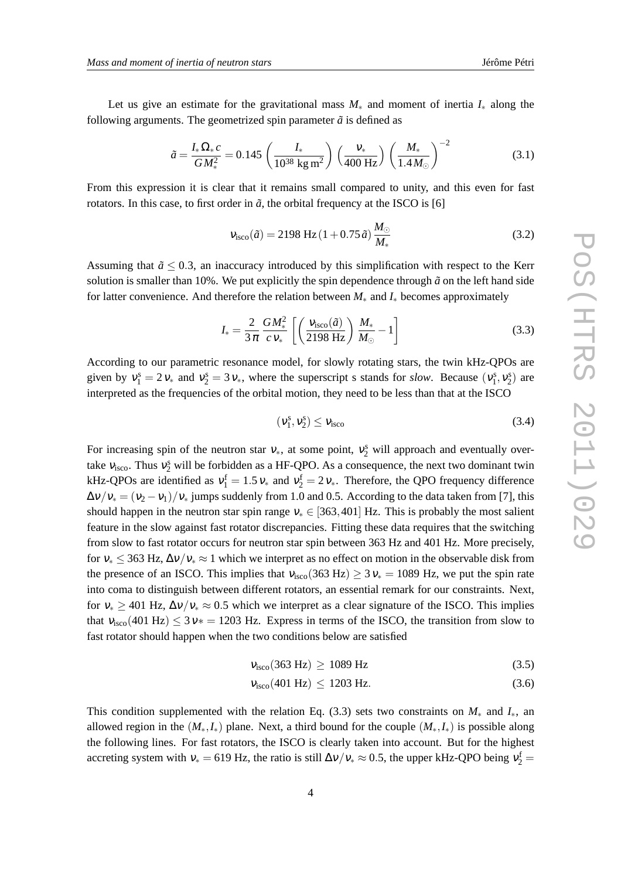Let us give an estimate for the gravitational mass $M_*$ and moment of inertia $I_*$ along the following arguments. The geometrized spin parameter $\tilde{a}$ is defined as

$$\tilde{a} = \frac{I_* \, \Omega_* \, c}{G M_*^2} = 0.145 \left( \frac{I_*}{10^{38} \text{ kg m}^2} \right) \left( \frac{\nu_*}{400 \text{ Hz}} \right) \left( \frac{M_*}{1.4 M_\odot} \right)^{-2} \tag{3.1}$$

From this expression it is clear that it remains small compared to unity, and this even for fast rotators. In this case, to first order in $\tilde{a}$, the orbital frequency at the ISCO is [6]

$$\nu_{\rm isco}(\tilde{a}) = 2198 \text{ Hz} \, (1 + 0.75 \, \tilde{a}) \, \frac{M_\odot}{M_*} \tag{3.2}$$

Assuming that $\tilde{a} \leq 0.3$, an inaccuracy introduced by this simplification with respect to the Kerr solution is smaller than 10%. We put explicitly the spin dependence through $\tilde{a}$ on the left hand side for latter convenience. And therefore the relation between $M_*$ and $I_*$ becomes approximately

$$I_* = \frac{2}{3\pi} \frac{G M_*^2}{c \, \nu_*} \left[ \left( \frac{\nu_{\rm isco}(\tilde{a})}{2198 \text{ Hz}} \right) \frac{M_*}{M_\odot} - 1 \right] \tag{3.3}$$

According to our parametric resonance model, for slowly rotating stars, the twin kHz-QPOs are given by $\nu_1^{\rm s} = 2 \, \nu_*$ and $\nu_2^{\rm s} = 3 \, \nu_*$, where the superscript s stands for *slow*. Because $(\nu_1^{\rm s}, \nu_2^{\rm s})$ are interpreted as the frequencies of the orbital motion, they need to be less than that at the ISCO

$$(\nu_1^{\rm s}, \nu_2^{\rm s}) \leq \nu_{\rm isco} \tag{3.4}$$

For increasing spin of the neutron star $\nu_*$, at some point, $\nu_2^{\rm s}$ will approach and eventually overtake $\nu_{\rm isco}$. Thus $\nu_2^{\rm s}$ will be forbidden as a HF-QPO. As a consequence, the next two dominant twin kHz-QPOs are identified as $\nu_1^{\rm f} = 1.5 \, \nu_*$ and $\nu_2^{\rm f} = 2 \, \nu_*$. Therefore, the QPO frequency difference $\Delta\nu/\nu_* = (\nu_2 - \nu_1)/\nu_*$ jumps suddenly from 1.0 and 0.5. According to the data taken from [7], this should happen in the neutron star spin range $\nu_* \in [363, 401]$ Hz. This is probably the most salient feature in the slow against fast rotator discrepancies. Fitting these data requires that the switching from slow to fast rotator occurs for neutron star spin between 363 Hz and 401 Hz. More precisely, for $\nu_* \leq 363$ Hz, $\Delta\nu/\nu_* \approx 1$ which we interpret as no effect on motion in the observable disk from the presence of an ISCO. This implies that $\nu_{\rm isco}(363 \text{ Hz}) \geq 3 \, \nu_* = 1089$ Hz, we put the spin rate into coma to distinguish between different rotators, an essential remark for our constraints. Next, for $\nu_* \geq 401$ Hz, $\Delta\nu/\nu_* \approx 0.5$ which we interpret as a clear signature of the ISCO. This implies that $\nu_{\rm isco}(401 \text{ Hz}) \leq 3 \, \nu* = 1203$ Hz. Express in terms of the ISCO, the transition from slow to fast rotator should happen when the two conditions below are satisfied

$$\nu_{\rm isco}(363 \text{ Hz}) \geq 1089 \text{ Hz} \tag{3.5}$$

$$\nu_{\rm isco}(401 \text{ Hz}) \leq 1203 \text{ Hz}. \tag{3.6}$$

This condition supplemented with the relation Eq. (3.3) sets two constraints on $M_*$ and $I_*$, an allowed region in the $(M_*, I_*)$ plane. Next, a third bound for the couple $(M_*, I_*)$ is possible along the following lines. For fast rotators, the ISCO is clearly taken into account. But for the highest accreting system with $\nu_* = 619$ Hz, the ratio is still $\Delta\nu/\nu_* \approx 0.5$, the upper kHz-QPO being $\nu_2^{\rm f} =$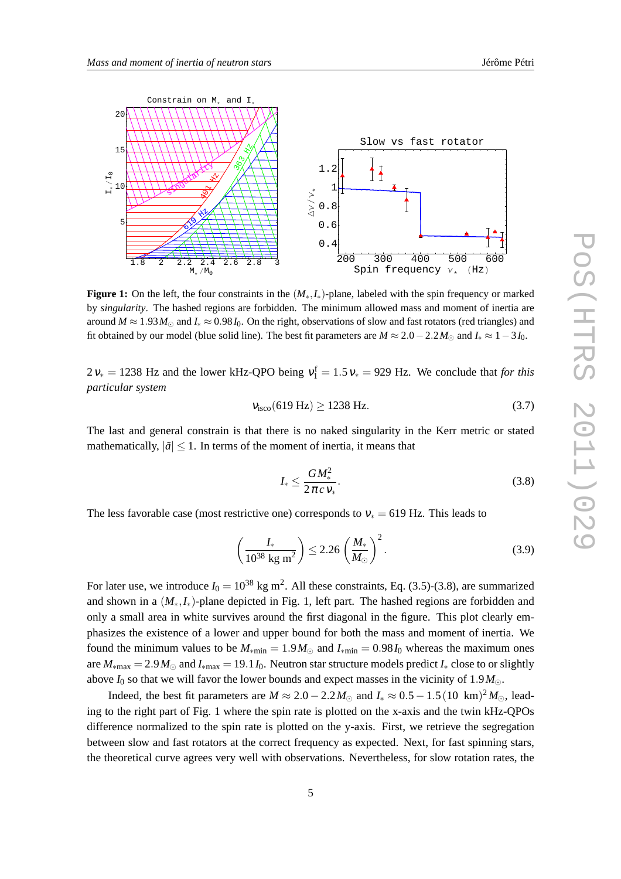**Figure 1:** On the left, the four constraints in the $(M_*, I_*)$-plane, labeled with the spin frequency or marked by *singularity*. The hashed regions are forbidden. The minimum allowed mass and moment of inertia are around $M \approx 1.93 M_\odot$ and $I_* \approx 0.98 I_0$. On the right, observations of slow and fast rotators (red triangles) and fit obtained by our model (blue solid line). The best fit parameters are $M \approx 2.0 - 2.2 M_\odot$ and $I_* \approx 1 - 3 I_0$.

$2\nu_* = 1238$ Hz and the lower kHz-QPO being $\nu_1^{\rm f} = 1.5\,\nu_* = 929$ Hz. We conclude that *for this particular system*

$$\nu_{\rm isco}(619\ \mathrm{Hz}) \geq 1238\ \mathrm{Hz}. \tag{3.7}$$

The last and general constrain is that there is no naked singularity in the Kerr metric or stated mathematically, $|\tilde{a}| \leq 1$. In terms of the moment of inertia, it means that

$$I_* \leq \frac{G M_*^2}{2\pi c\,\nu_*}. \tag{3.8}$$

The less favorable case (most restrictive one) corresponds to $\nu_* = 619$ Hz. This leads to

$$\left(\frac{I_*}{10^{38}\ \mathrm{kg\ m}^2}\right) \leq 2.26 \left(\frac{M_*}{M_\odot}\right)^2. \tag{3.9}$$

For later use, we introduce $I_0 = 10^{38}$ kg m$^2$. All these constraints, Eq. (3.5)-(3.8), are summarized and shown in a $(M_*, I_*)$-plane depicted in Fig. 1, left part. The hashed regions are forbidden and only a small area in white survives around the first diagonal in the figure. This plot clearly emphasizes the existence of a lower and upper bound for both the mass and moment of inertia. We found the minimum values to be $M_{*\rm min} = 1.9 M_\odot$ and $I_{*\rm min} = 0.98 I_0$ whereas the maximum ones are $M_{*\rm max} = 2.9 M_\odot$ and $I_{*\rm max} = 19.1 I_0$. Neutron star structure models predict $I_*$ close to or slightly above $I_0$ so that we will favor the lower bounds and expect masses in the vicinity of $1.9 M_\odot$.

Indeed, the best fit parameters are $M \approx 2.0 - 2.2 M_\odot$ and $I_* \approx 0.5 - 1.5\,(10\ \mathrm{km})^2 M_\odot$, leading to the right part of Fig. 1 where the spin rate is plotted on the x-axis and the twin kHz-QPOs difference normalized to the spin rate is plotted on the y-axis. First, we retrieve the segregation between slow and fast rotators at the correct frequency as expected. Next, for fast spinning stars, the theoretical curve agrees very well with observations. Nevertheless, for slow rotation rates, the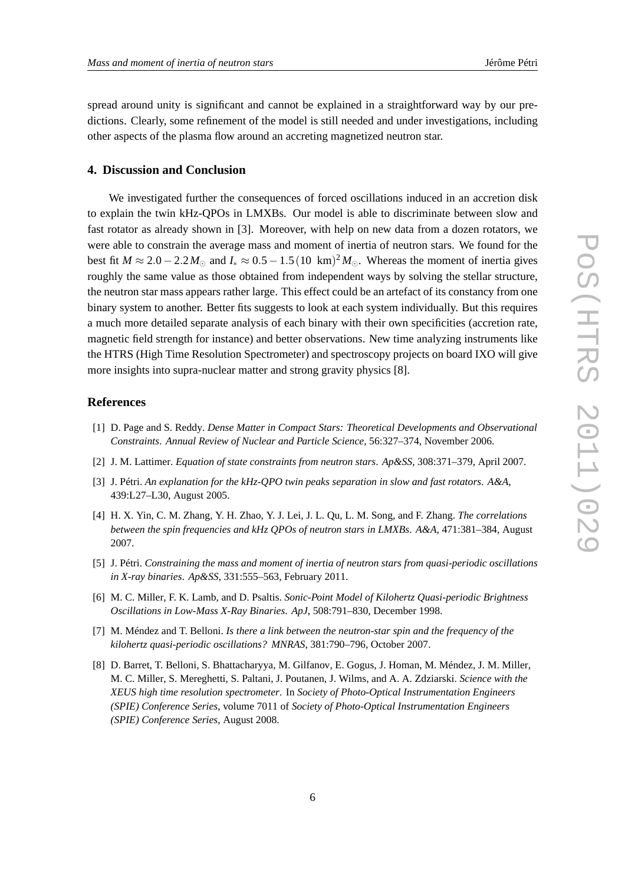spread around unity is significant and cannot be explained in a straightforward way by our predictions. Clearly, some refinement of the model is still needed and under investigations, including other aspects of the plasma flow around an accreting magnetized neutron star.

## 4. Discussion and Conclusion

We investigated further the consequences of forced oscillations induced in an accretion disk to explain the twin kHz-QPOs in LMXBs. Our model is able to discriminate between slow and fast rotator as already shown in [3]. Moreover, with help on new data from a dozen rotators, we were able to constrain the average mass and moment of inertia of neutron stars. We found for the best fit $M \approx 2.0 - 2.2\,M_\odot$ and $I_* \approx 0.5 - 1.5\,(10\ \text{km})^2\,M_\odot$. Whereas the moment of inertia gives roughly the same value as those obtained from independent ways by solving the stellar structure, the neutron star mass appears rather large. This effect could be an artefact of its constancy from one binary system to another. Better fits suggests to look at each system individually. But this requires a much more detailed separate analysis of each binary with their own specificities (accretion rate, magnetic field strength for instance) and better observations. New time analyzing instruments like the HTRS (High Time Resolution Spectrometer) and spectroscopy projects on board IXO will give more insights into supra-nuclear matter and strong gravity physics [8].

## References

[1] D. Page and S. Reddy. *Dense Matter in Compact Stars: Theoretical Developments and Observational Constraints*. *Annual Review of Nuclear and Particle Science*, 56:327–374, November 2006.

[2] J. M. Lattimer. *Equation of state constraints from neutron stars*. *Ap&SS*, 308:371–379, April 2007.

[3] J. Pétri. *An explanation for the kHz-QPO twin peaks separation in slow and fast rotators*. *A&A*, 439:L27–L30, August 2005.

[4] H. X. Yin, C. M. Zhang, Y. H. Zhao, Y. J. Lei, J. L. Qu, L. M. Song, and F. Zhang. *The correlations between the spin frequencies and kHz QPOs of neutron stars in LMXBs*. *A&A*, 471:381–384, August 2007.

[5] J. Pétri. *Constraining the mass and moment of inertia of neutron stars from quasi-periodic oscillations in X-ray binaries*. *Ap&SS*, 331:555–563, February 2011.

[6] M. C. Miller, F. K. Lamb, and D. Psaltis. *Sonic-Point Model of Kilohertz Quasi-periodic Brightness Oscillations in Low-Mass X-Ray Binaries*. *ApJ*, 508:791–830, December 1998.

[7] M. Méndez and T. Belloni. *Is there a link between the neutron-star spin and the frequency of the kilohertz quasi-periodic oscillations?* *MNRAS*, 381:790–796, October 2007.

[8] D. Barret, T. Belloni, S. Bhattacharyya, M. Gilfanov, E. Gogus, J. Homan, M. Méndez, J. M. Miller, M. C. Miller, S. Mereghetti, S. Paltani, J. Poutanen, J. Wilms, and A. A. Zdziarski. *Science with the XEUS high time resolution spectrometer*. In *Society of Photo-Optical Instrumentation Engineers (SPIE) Conference Series*, volume 7011 of *Society of Photo-Optical Instrumentation Engineers (SPIE) Conference Series*, August 2008.